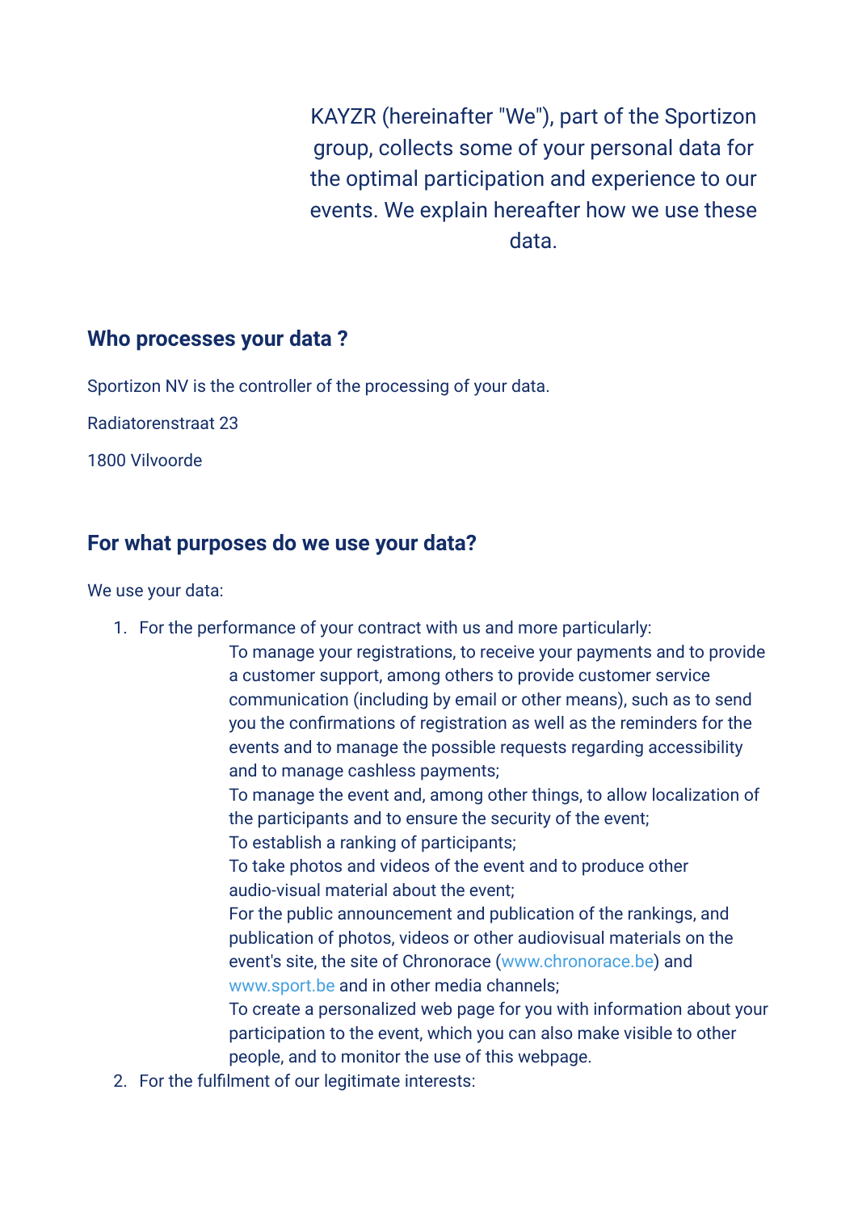KAYZR (hereinafter "We"), part of the Sportizon group, collects some of your personal data for the optimal participation and experience to our events. We explain hereafter how we use these data.

## Who processes your data ?

Sportizon NV is the controller of the processing of your data.

Radiatorenstraat 23

1800 Vilvoorde

## For what purposes do we use your data?

We use your data:

1. For the performance of your contract with us and more particularly:
   - To manage your registrations, to receive your payments and to provide a customer support, among others to provide customer service communication (including by email or other means), such as to send you the confirmations of registration as well as the reminders for the events and to manage the possible requests regarding accessibility and to manage cashless payments;
   - To manage the event and, among other things, to allow localization of the participants and to ensure the security of the event;
   - To establish a ranking of participants;
   - To take photos and videos of the event and to produce other audio-visual material about the event;
   - For the public announcement and publication of the rankings, and publication of photos, videos or other audiovisual materials on the event's site, the site of Chronorace (www.chronorace.be) and www.sport.be and in other media channels;
   - To create a personalized web page for you with information about your participation to the event, which you can also make visible to other people, and to monitor the use of this webpage.
2. For the fulfilment of our legitimate interests: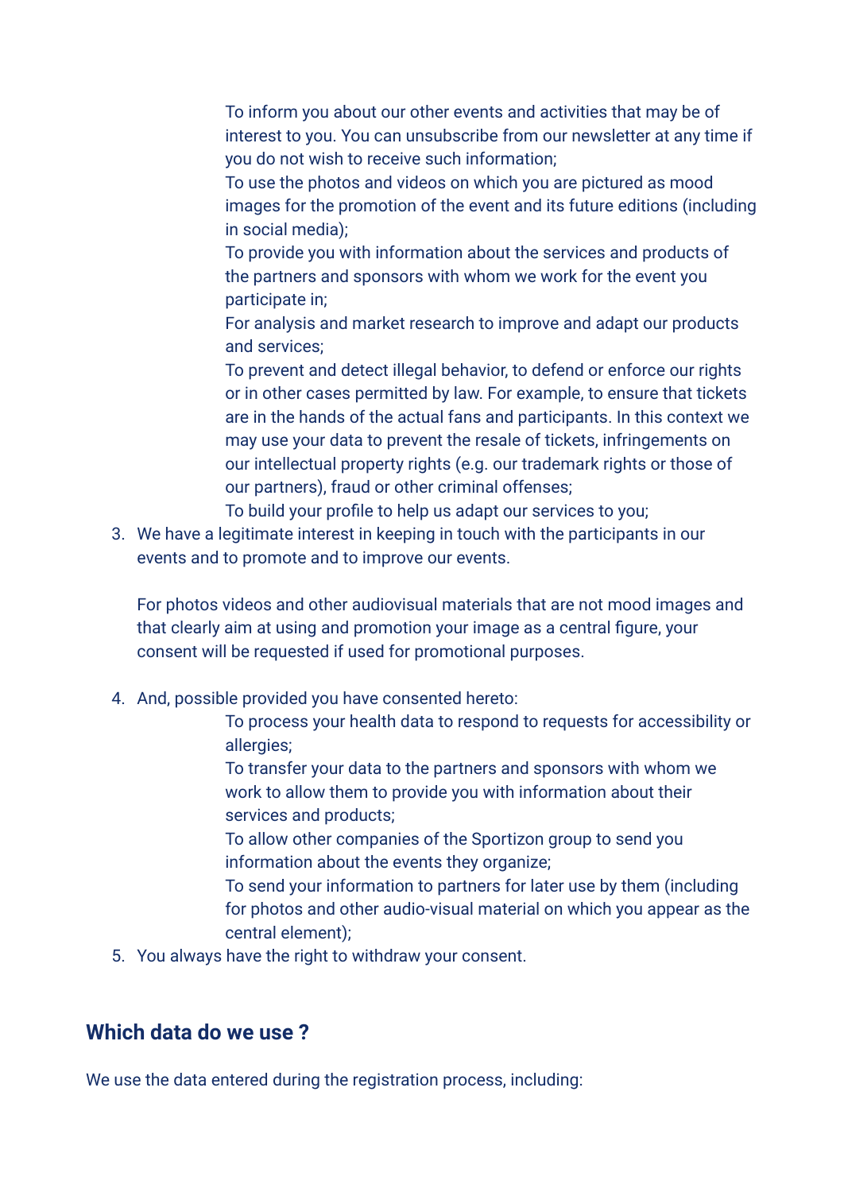- To inform you about our other events and activities that may be of interest to you. You can unsubscribe from our newsletter at any time if you do not wish to receive such information;
- To use the photos and videos on which you are pictured as mood images for the promotion of the event and its future editions (including in social media);
- To provide you with information about the services and products of the partners and sponsors with whom we work for the event you participate in;
- For analysis and market research to improve and adapt our products and services;
- To prevent and detect illegal behavior, to defend or enforce our rights or in other cases permitted by law. For example, to ensure that tickets are in the hands of the actual fans and participants. In this context we may use your data to prevent the resale of tickets, infringements on our intellectual property rights (e.g. our trademark rights or those of our partners), fraud or other criminal offenses;
- To build your profile to help us adapt our services to you;

3. We have a legitimate interest in keeping in touch with the participants in our events and to promote and to improve our events.

   For photos videos and other audiovisual materials that are not mood images and that clearly aim at using and promotion your image as a central figure, your consent will be requested if used for promotional purposes.

4. And, possible provided you have consented hereto:
   - To process your health data to respond to requests for accessibility or allergies;
   - To transfer your data to the partners and sponsors with whom we work to allow them to provide you with information about their services and products;
   - To allow other companies of the Sportizon group to send you information about the events they organize;
   - To send your information to partners for later use by them (including for photos and other audio-visual material on which you appear as the central element);
5. You always have the right to withdraw your consent.

## Which data do we use ?

We use the data entered during the registration process, including: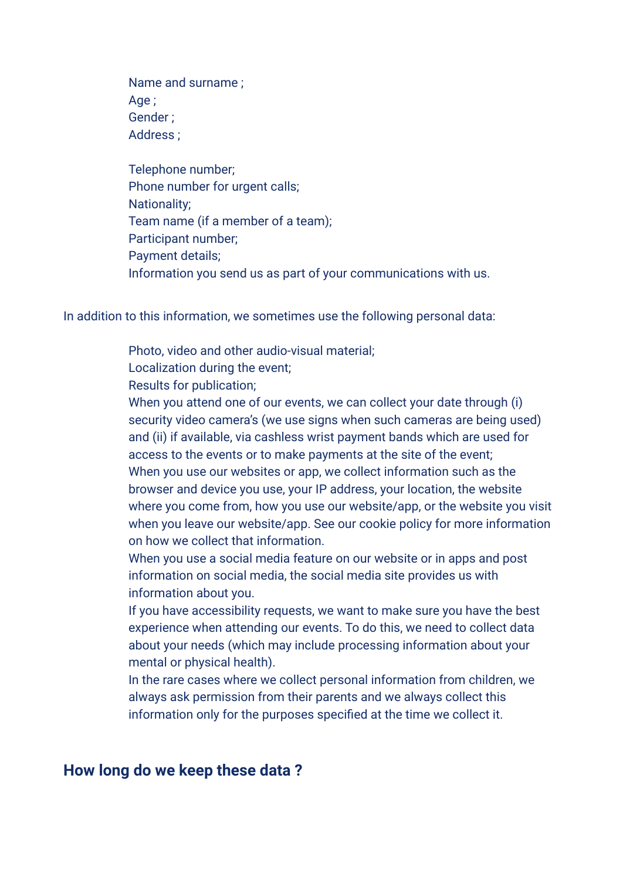- Name and surname ;
- Age ;
- Gender ;
- Address ;

- Telephone number;
- Phone number for urgent calls;
- Nationality;
- Team name (if a member of a team);
- Participant number;
- Payment details;
- Information you send us as part of your communications with us.

In addition to this information, we sometimes use the following personal data:

- Photo, video and other audio-visual material;
- Localization during the event;
- Results for publication;
- When you attend one of our events, we can collect your date through (i) security video camera's (we use signs when such cameras are being used) and (ii) if available, via cashless wrist payment bands which are used for access to the events or to make payments at the site of the event;
- When you use our websites or app, we collect information such as the browser and device you use, your IP address, your location, the website where you come from, how you use our website/app, or the website you visit when you leave our website/app. See our cookie policy for more information on how we collect that information.
- When you use a social media feature on our website or in apps and post information on social media, the social media site provides us with information about you.
- If you have accessibility requests, we want to make sure you have the best experience when attending our events. To do this, we need to collect data about your needs (which may include processing information about your mental or physical health).
- In the rare cases where we collect personal information from children, we always ask permission from their parents and we always collect this information only for the purposes specified at the time we collect it.

## How long do we keep these data ?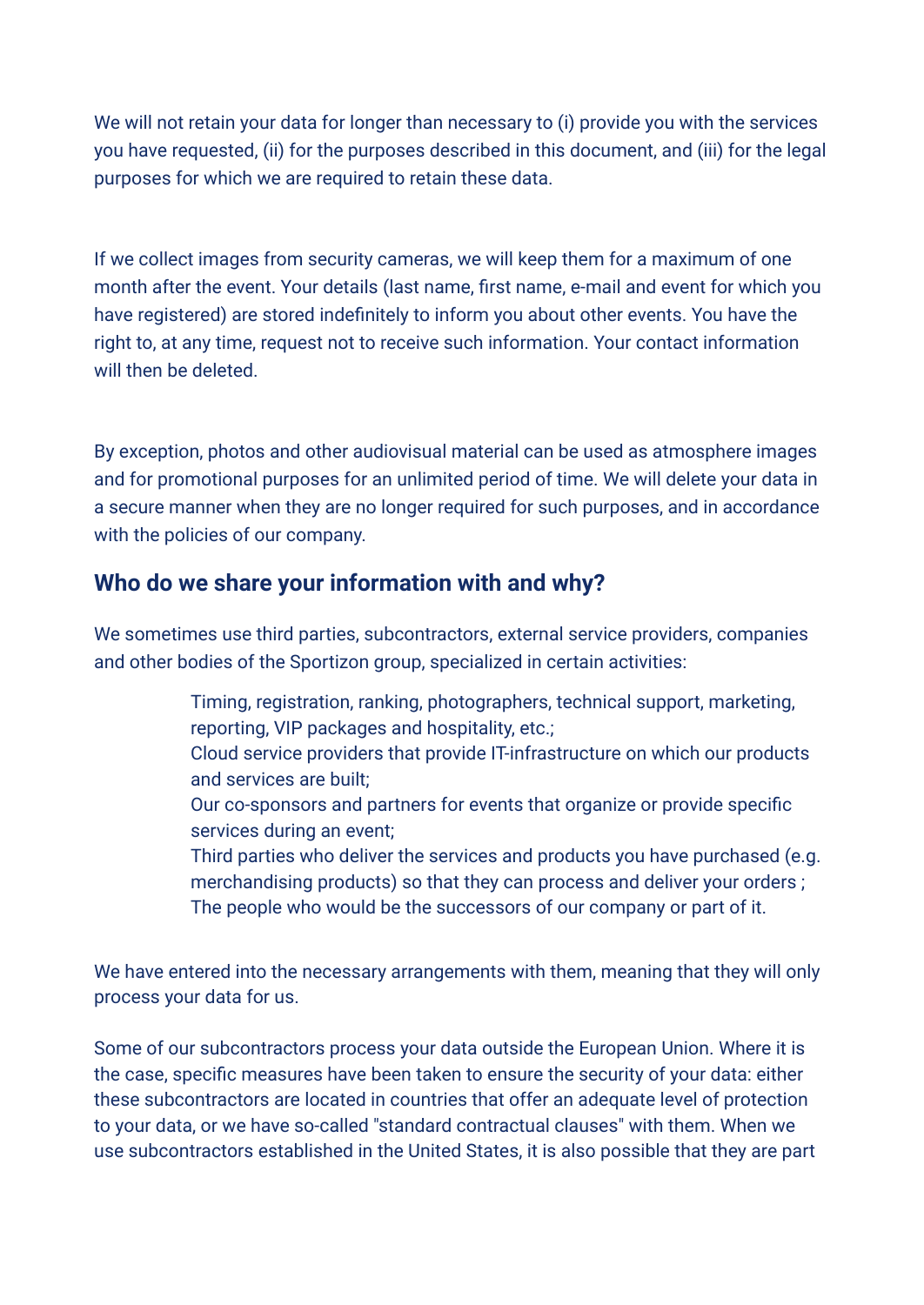We will not retain your data for longer than necessary to (i) provide you with the services you have requested, (ii) for the purposes described in this document, and (iii) for the legal purposes for which we are required to retain these data.

If we collect images from security cameras, we will keep them for a maximum of one month after the event. Your details (last name, first name, e-mail and event for which you have registered) are stored indefinitely to inform you about other events. You have the right to, at any time, request not to receive such information. Your contact information will then be deleted.

By exception, photos and other audiovisual material can be used as atmosphere images and for promotional purposes for an unlimited period of time. We will delete your data in a secure manner when they are no longer required for such purposes, and in accordance with the policies of our company.

## Who do we share your information with and why?

We sometimes use third parties, subcontractors, external service providers, companies and other bodies of the Sportizon group, specialized in certain activities:

- Timing, registration, ranking, photographers, technical support, marketing, reporting, VIP packages and hospitality, etc.;
- Cloud service providers that provide IT-infrastructure on which our products and services are built;
- Our co-sponsors and partners for events that organize or provide specific services during an event;
- Third parties who deliver the services and products you have purchased (e.g. merchandising products) so that they can process and deliver your orders ;
- The people who would be the successors of our company or part of it.

We have entered into the necessary arrangements with them, meaning that they will only process your data for us.

Some of our subcontractors process your data outside the European Union. Where it is the case, specific measures have been taken to ensure the security of your data: either these subcontractors are located in countries that offer an adequate level of protection to your data, or we have so-called "standard contractual clauses" with them. When we use subcontractors established in the United States, it is also possible that they are part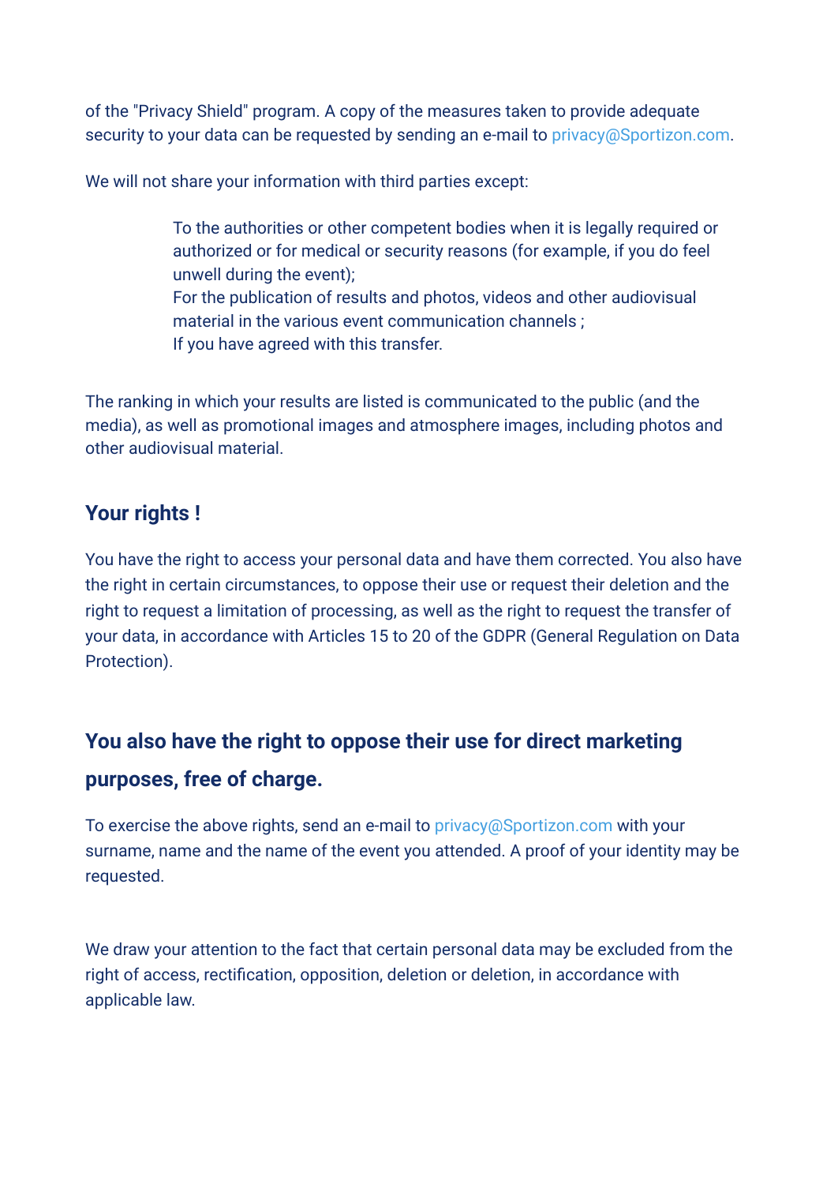of the "Privacy Shield" program. A copy of the measures taken to provide adequate security to your data can be requested by sending an e-mail to privacy@Sportizon.com.

We will not share your information with third parties except:

> To the authorities or other competent bodies when it is legally required or authorized or for medical or security reasons (for example, if you do feel unwell during the event);
> For the publication of results and photos, videos and other audiovisual material in the various event communication channels ;
> If you have agreed with this transfer.

The ranking in which your results are listed is communicated to the public (and the media), as well as promotional images and atmosphere images, including photos and other audiovisual material.

### Your rights !

You have the right to access your personal data and have them corrected. You also have the right in certain circumstances, to oppose their use or request their deletion and the right to request a limitation of processing, as well as the right to request the transfer of your data, in accordance with Articles 15 to 20 of the GDPR (General Regulation on Data Protection).

## You also have the right to oppose their use for direct marketing purposes, free of charge.

To exercise the above rights, send an e-mail to privacy@Sportizon.com with your surname, name and the name of the event you attended. A proof of your identity may be requested.

We draw your attention to the fact that certain personal data may be excluded from the right of access, rectification, opposition, deletion or deletion, in accordance with applicable law.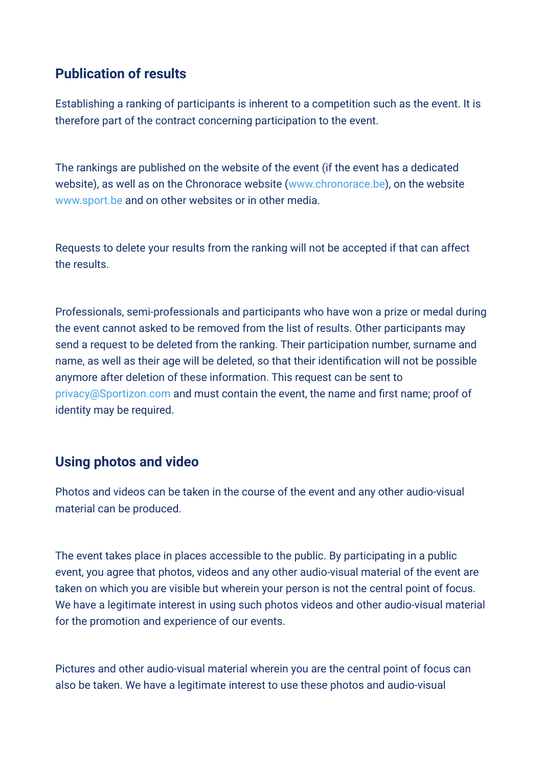## Publication of results

Establishing a ranking of participants is inherent to a competition such as the event. It is therefore part of the contract concerning participation to the event.

The rankings are published on the website of the event (if the event has a dedicated website), as well as on the Chronorace website (www.chronorace.be), on the website www.sport.be and on other websites or in other media.

Requests to delete your results from the ranking will not be accepted if that can affect the results.

Professionals, semi-professionals and participants who have won a prize or medal during the event cannot asked to be removed from the list of results. Other participants may send a request to be deleted from the ranking. Their participation number, surname and name, as well as their age will be deleted, so that their identification will not be possible anymore after deletion of these information. This request can be sent to privacy@Sportizon.com and must contain the event, the name and first name; proof of identity may be required.

## Using photos and video

Photos and videos can be taken in the course of the event and any other audio-visual material can be produced.

The event takes place in places accessible to the public. By participating in a public event, you agree that photos, videos and any other audio-visual material of the event are taken on which you are visible but wherein your person is not the central point of focus. We have a legitimate interest in using such photos videos and other audio-visual material for the promotion and experience of our events.

Pictures and other audio-visual material wherein you are the central point of focus can also be taken. We have a legitimate interest to use these photos and audio-visual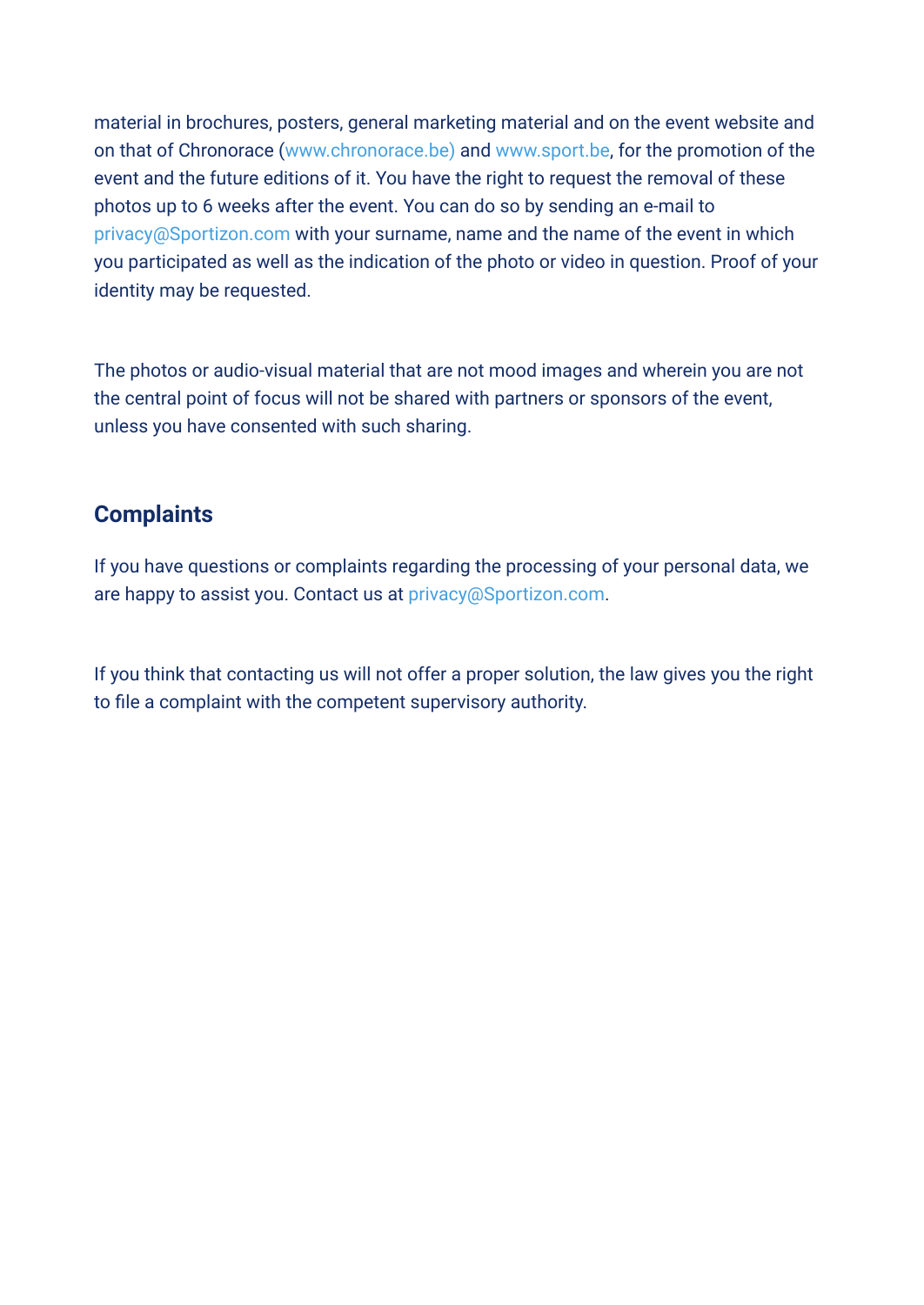material in brochures, posters, general marketing material and on the event website and on that of Chronorace (www.chronorace.be) and www.sport.be, for the promotion of the event and the future editions of it. You have the right to request the removal of these photos up to 6 weeks after the event. You can do so by sending an e-mail to privacy@Sportizon.com with your surname, name and the name of the event in which you participated as well as the indication of the photo or video in question. Proof of your identity may be requested.

The photos or audio-visual material that are not mood images and wherein you are not the central point of focus will not be shared with partners or sponsors of the event, unless you have consented with such sharing.

## Complaints

If you have questions or complaints regarding the processing of your personal data, we are happy to assist you. Contact us at privacy@Sportizon.com.

If you think that contacting us will not offer a proper solution, the law gives you the right to file a complaint with the competent supervisory authority.